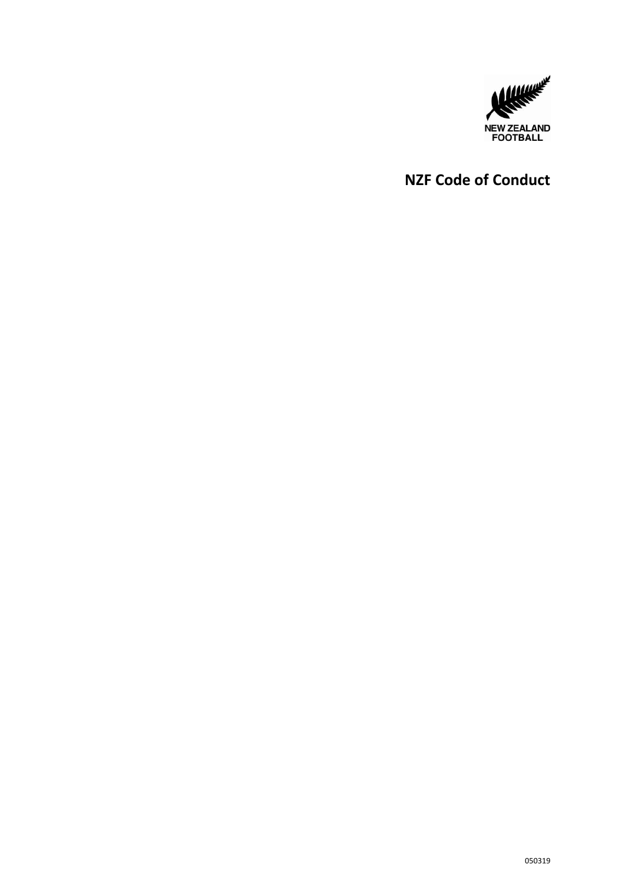NEW ZEALAND FOOTBALL

# NZF Code of Conduct

050319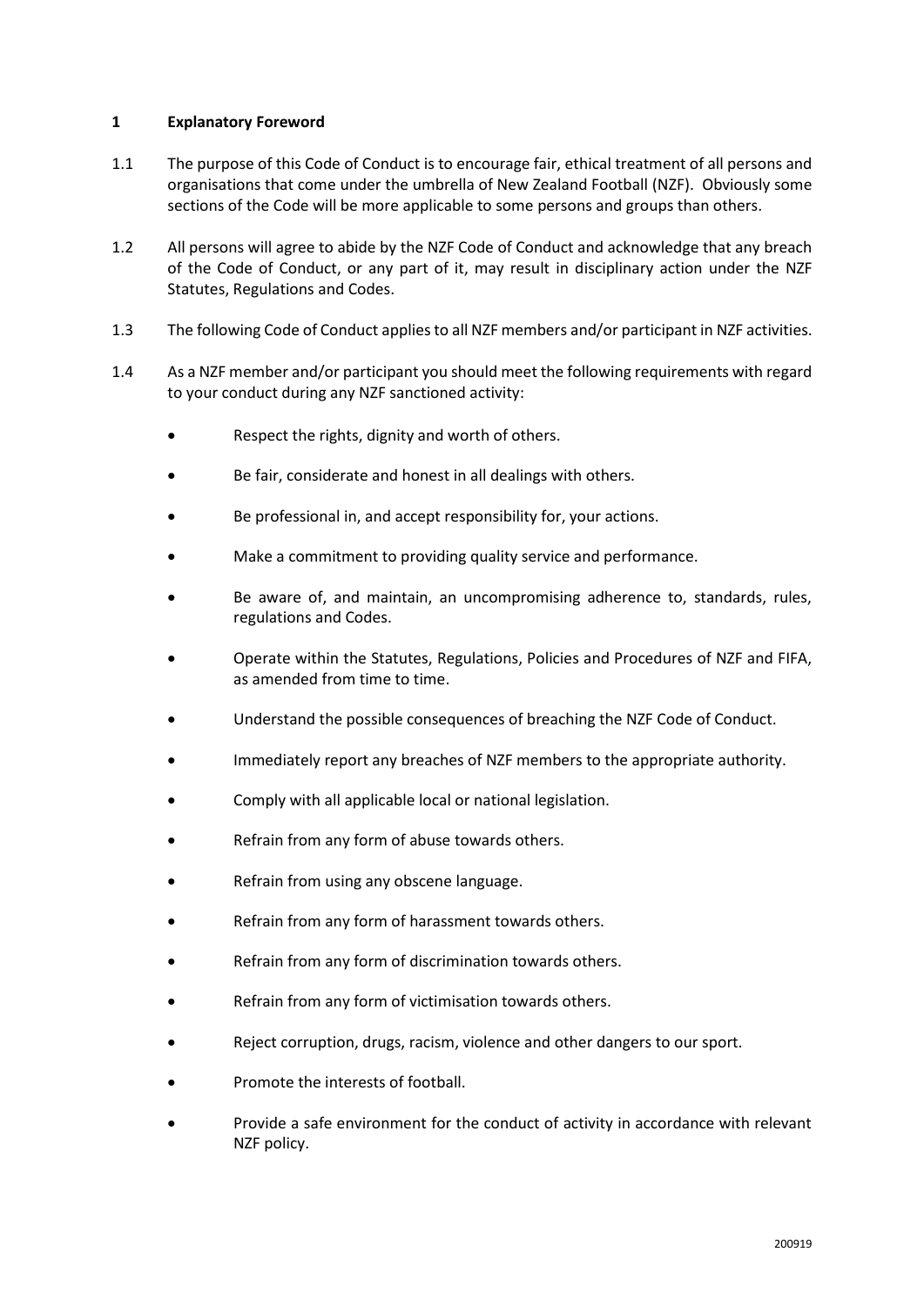## 1 Explanatory Foreword

1.1 The purpose of this Code of Conduct is to encourage fair, ethical treatment of all persons and organisations that come under the umbrella of New Zealand Football (NZF). Obviously some sections of the Code will be more applicable to some persons and groups than others.

1.2 All persons will agree to abide by the NZF Code of Conduct and acknowledge that any breach of the Code of Conduct, or any part of it, may result in disciplinary action under the NZF Statutes, Regulations and Codes.

1.3 The following Code of Conduct applies to all NZF members and/or participant in NZF activities.

1.4 As a NZF member and/or participant you should meet the following requirements with regard to your conduct during any NZF sanctioned activity:

- Respect the rights, dignity and worth of others.
- Be fair, considerate and honest in all dealings with others.
- Be professional in, and accept responsibility for, your actions.
- Make a commitment to providing quality service and performance.
- Be aware of, and maintain, an uncompromising adherence to, standards, rules, regulations and Codes.
- Operate within the Statutes, Regulations, Policies and Procedures of NZF and FIFA, as amended from time to time.
- Understand the possible consequences of breaching the NZF Code of Conduct.
- Immediately report any breaches of NZF members to the appropriate authority.
- Comply with all applicable local or national legislation.
- Refrain from any form of abuse towards others.
- Refrain from using any obscene language.
- Refrain from any form of harassment towards others.
- Refrain from any form of discrimination towards others.
- Refrain from any form of victimisation towards others.
- Reject corruption, drugs, racism, violence and other dangers to our sport.
- Promote the interests of football.
- Provide a safe environment for the conduct of activity in accordance with relevant NZF policy.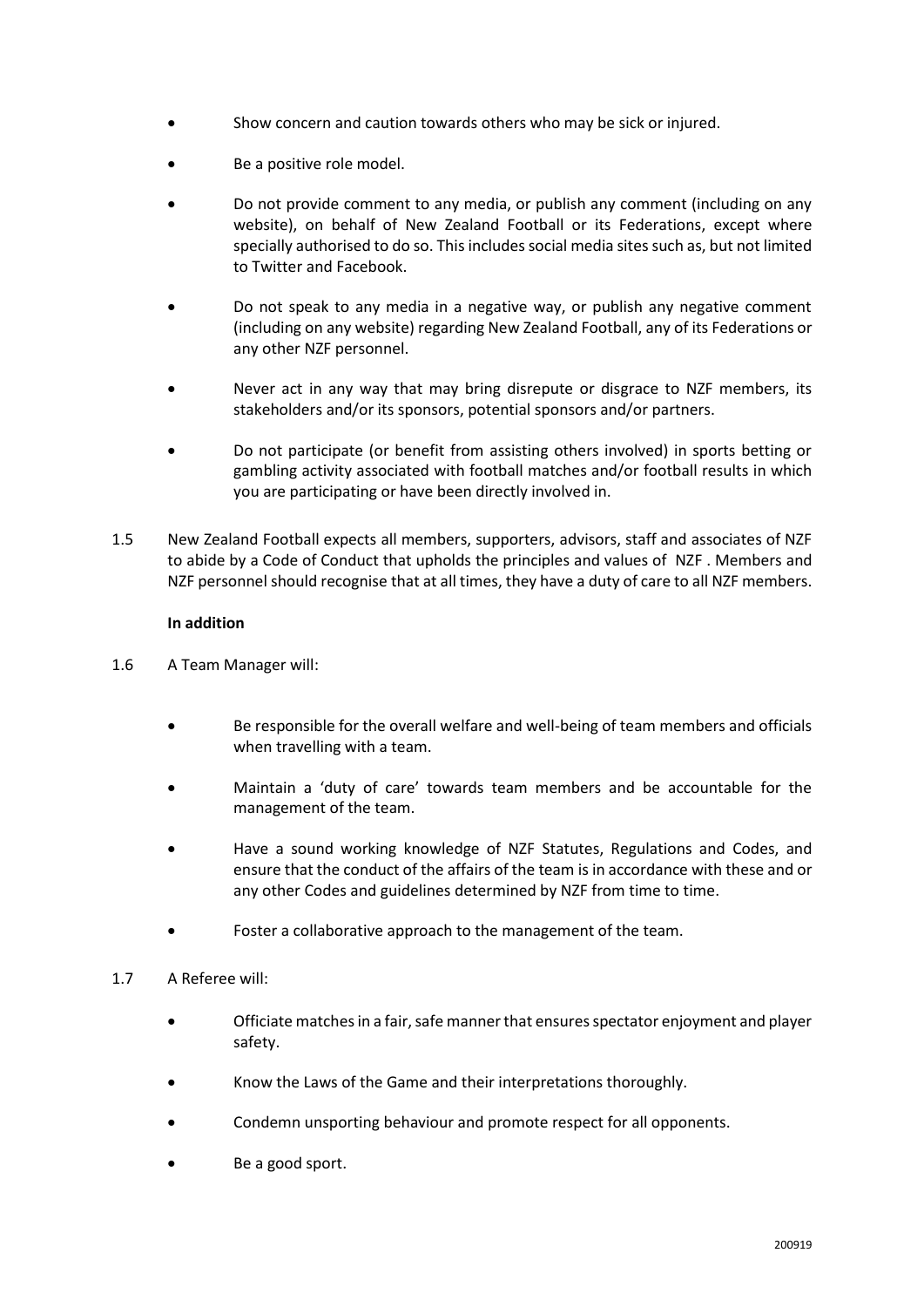- Show concern and caution towards others who may be sick or injured.
- Be a positive role model.
- Do not provide comment to any media, or publish any comment (including on any website), on behalf of New Zealand Football or its Federations, except where specially authorised to do so. This includes social media sites such as, but not limited to Twitter and Facebook.
- Do not speak to any media in a negative way, or publish any negative comment (including on any website) regarding New Zealand Football, any of its Federations or any other NZF personnel.
- Never act in any way that may bring disrepute or disgrace to NZF members, its stakeholders and/or its sponsors, potential sponsors and/or partners.
- Do not participate (or benefit from assisting others involved) in sports betting or gambling activity associated with football matches and/or football results in which you are participating or have been directly involved in.

1.5 New Zealand Football expects all members, supporters, advisors, staff and associates of NZF to abide by a Code of Conduct that upholds the principles and values of NZF . Members and NZF personnel should recognise that at all times, they have a duty of care to all NZF members.

**In addition**

1.6 A Team Manager will:

- Be responsible for the overall welfare and well-being of team members and officials when travelling with a team.
- Maintain a 'duty of care' towards team members and be accountable for the management of the team.
- Have a sound working knowledge of NZF Statutes, Regulations and Codes, and ensure that the conduct of the affairs of the team is in accordance with these and or any other Codes and guidelines determined by NZF from time to time.
- Foster a collaborative approach to the management of the team.

1.7 A Referee will:

- Officiate matches in a fair, safe manner that ensures spectator enjoyment and player safety.
- Know the Laws of the Game and their interpretations thoroughly.
- Condemn unsporting behaviour and promote respect for all opponents.
- Be a good sport.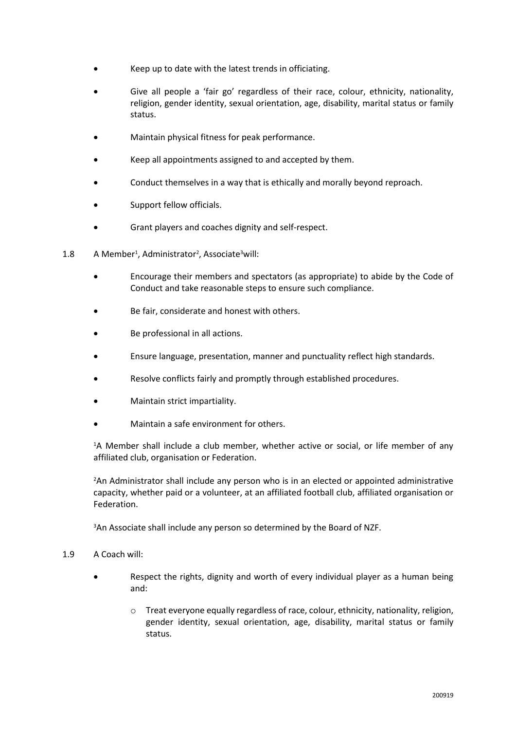- Keep up to date with the latest trends in officiating.
- Give all people a 'fair go' regardless of their race, colour, ethnicity, nationality, religion, gender identity, sexual orientation, age, disability, marital status or family status.
- Maintain physical fitness for peak performance.
- Keep all appointments assigned to and accepted by them.
- Conduct themselves in a way that is ethically and morally beyond reproach.
- Support fellow officials.
- Grant players and coaches dignity and self-respect.

1.8 A Member[1], Administrator[2], Associate[3] will:

- Encourage their members and spectators (as appropriate) to abide by the Code of Conduct and take reasonable steps to ensure such compliance.
- Be fair, considerate and honest with others.
- Be professional in all actions.
- Ensure language, presentation, manner and punctuality reflect high standards.
- Resolve conflicts fairly and promptly through established procedures.
- Maintain strict impartiality.
- Maintain a safe environment for others.

[1]A Member shall include a club member, whether active or social, or life member of any affiliated club, organisation or Federation.

[2]An Administrator shall include any person who is in an elected or appointed administrative capacity, whether paid or a volunteer, at an affiliated football club, affiliated organisation or Federation.

[3]An Associate shall include any person so determined by the Board of NZF.

1.9 A Coach will:

- Respect the rights, dignity and worth of every individual player as a human being and:
    - Treat everyone equally regardless of race, colour, ethnicity, nationality, religion, gender identity, sexual orientation, age, disability, marital status or family status.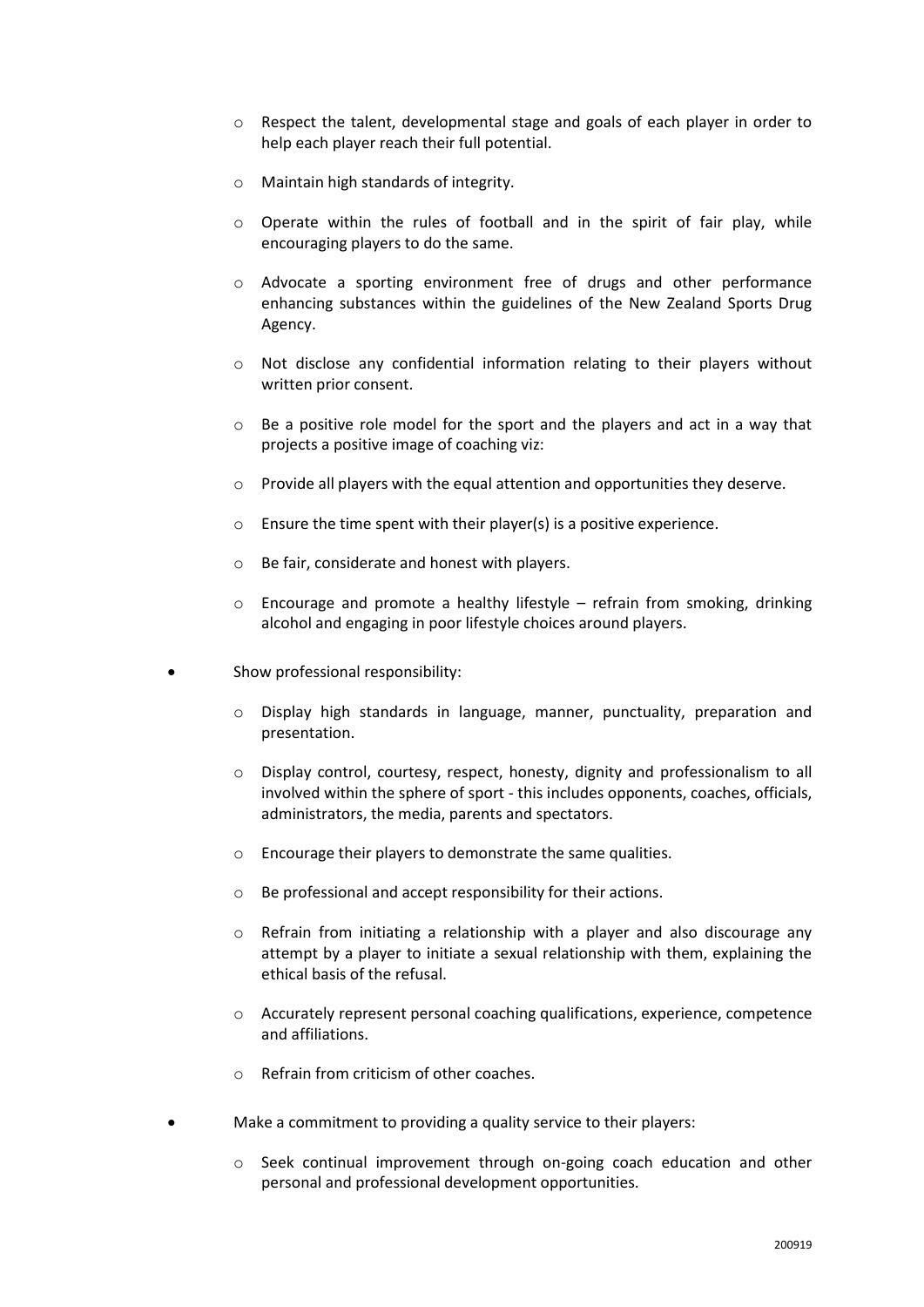- Respect the talent, developmental stage and goals of each player in order to help each player reach their full potential.

  - Maintain high standards of integrity.

  - Operate within the rules of football and in the spirit of fair play, while encouraging players to do the same.

  - Advocate a sporting environment free of drugs and other performance enhancing substances within the guidelines of the New Zealand Sports Drug Agency.

  - Not disclose any confidential information relating to their players without written prior consent.

  - Be a positive role model for the sport and the players and act in a way that projects a positive image of coaching viz:

  - Provide all players with the equal attention and opportunities they deserve.

  - Ensure the time spent with their player(s) is a positive experience.

  - Be fair, considerate and honest with players.

  - Encourage and promote a healthy lifestyle – refrain from smoking, drinking alcohol and engaging in poor lifestyle choices around players.

- Show professional responsibility:

  - Display high standards in language, manner, punctuality, preparation and presentation.

  - Display control, courtesy, respect, honesty, dignity and professionalism to all involved within the sphere of sport - this includes opponents, coaches, officials, administrators, the media, parents and spectators.

  - Encourage their players to demonstrate the same qualities.

  - Be professional and accept responsibility for their actions.

  - Refrain from initiating a relationship with a player and also discourage any attempt by a player to initiate a sexual relationship with them, explaining the ethical basis of the refusal.

  - Accurately represent personal coaching qualifications, experience, competence and affiliations.

  - Refrain from criticism of other coaches.

- Make a commitment to providing a quality service to their players:

  - Seek continual improvement through on-going coach education and other personal and professional development opportunities.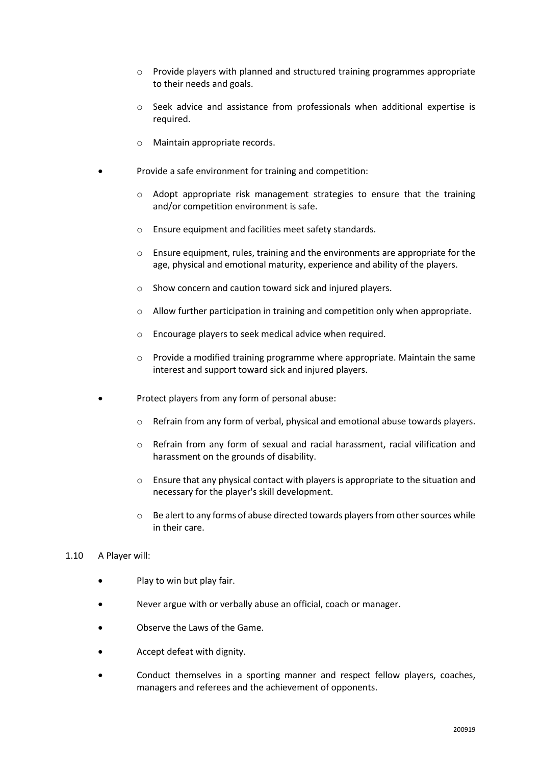- Provide players with planned and structured training programmes appropriate to their needs and goals.
  - Seek advice and assistance from professionals when additional expertise is required.
  - Maintain appropriate records.

- Provide a safe environment for training and competition:
  - Adopt appropriate risk management strategies to ensure that the training and/or competition environment is safe.
  - Ensure equipment and facilities meet safety standards.
  - Ensure equipment, rules, training and the environments are appropriate for the age, physical and emotional maturity, experience and ability of the players.
  - Show concern and caution toward sick and injured players.
  - Allow further participation in training and competition only when appropriate.
  - Encourage players to seek medical advice when required.
  - Provide a modified training programme where appropriate. Maintain the same interest and support toward sick and injured players.

- Protect players from any form of personal abuse:
  - Refrain from any form of verbal, physical and emotional abuse towards players.
  - Refrain from any form of sexual and racial harassment, racial vilification and harassment on the grounds of disability.
  - Ensure that any physical contact with players is appropriate to the situation and necessary for the player's skill development.
  - Be alert to any forms of abuse directed towards players from other sources while in their care.

1.10 A Player will:

- Play to win but play fair.
- Never argue with or verbally abuse an official, coach or manager.
- Observe the Laws of the Game.
- Accept defeat with dignity.
- Conduct themselves in a sporting manner and respect fellow players, coaches, managers and referees and the achievement of opponents.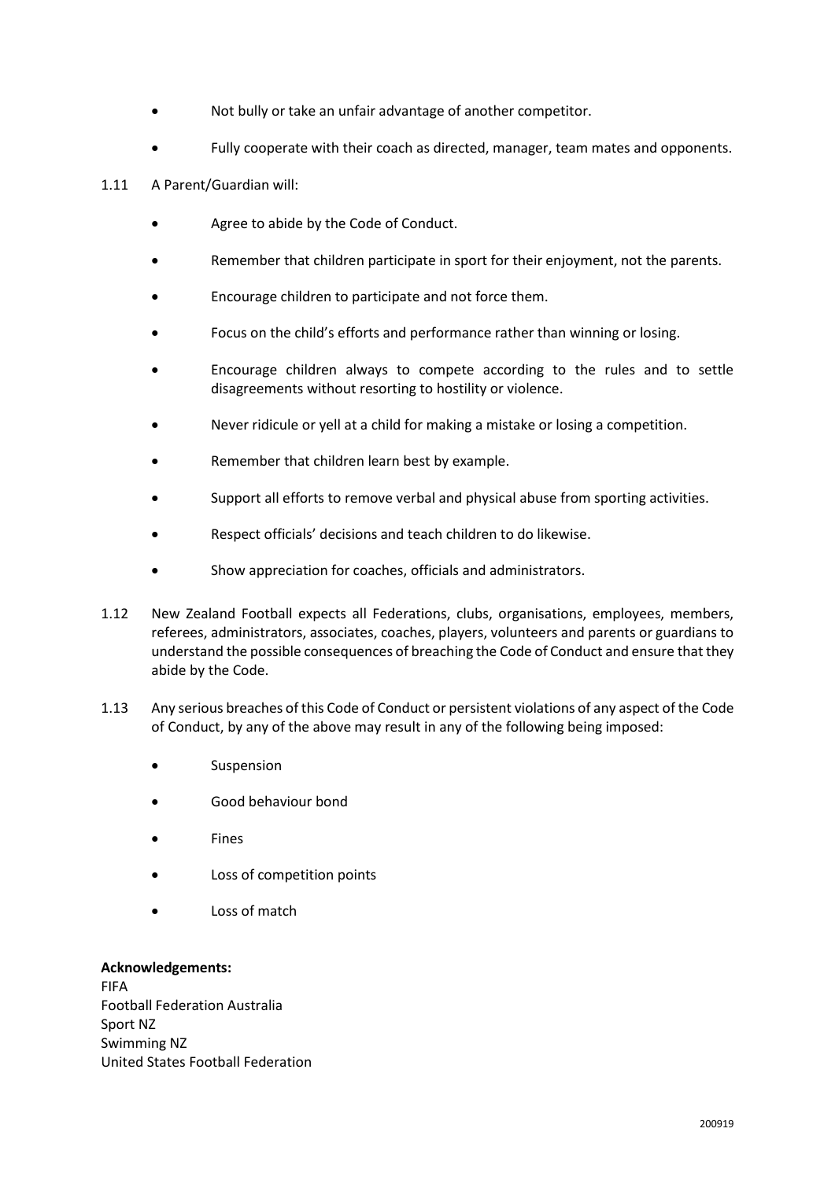- Not bully or take an unfair advantage of another competitor.
- Fully cooperate with their coach as directed, manager, team mates and opponents.

1.11 A Parent/Guardian will:

- Agree to abide by the Code of Conduct.
- Remember that children participate in sport for their enjoyment, not the parents.
- Encourage children to participate and not force them.
- Focus on the child's efforts and performance rather than winning or losing.
- Encourage children always to compete according to the rules and to settle disagreements without resorting to hostility or violence.
- Never ridicule or yell at a child for making a mistake or losing a competition.
- Remember that children learn best by example.
- Support all efforts to remove verbal and physical abuse from sporting activities.
- Respect officials' decisions and teach children to do likewise.
- Show appreciation for coaches, officials and administrators.

1.12 New Zealand Football expects all Federations, clubs, organisations, employees, members, referees, administrators, associates, coaches, players, volunteers and parents or guardians to understand the possible consequences of breaching the Code of Conduct and ensure that they abide by the Code.

1.13 Any serious breaches of this Code of Conduct or persistent violations of any aspect of the Code of Conduct, by any of the above may result in any of the following being imposed:

- Suspension
- Good behaviour bond
- Fines
- Loss of competition points
- Loss of match

**Acknowledgements:**
FIFA
Football Federation Australia
Sport NZ
Swimming NZ
United States Football Federation

200919